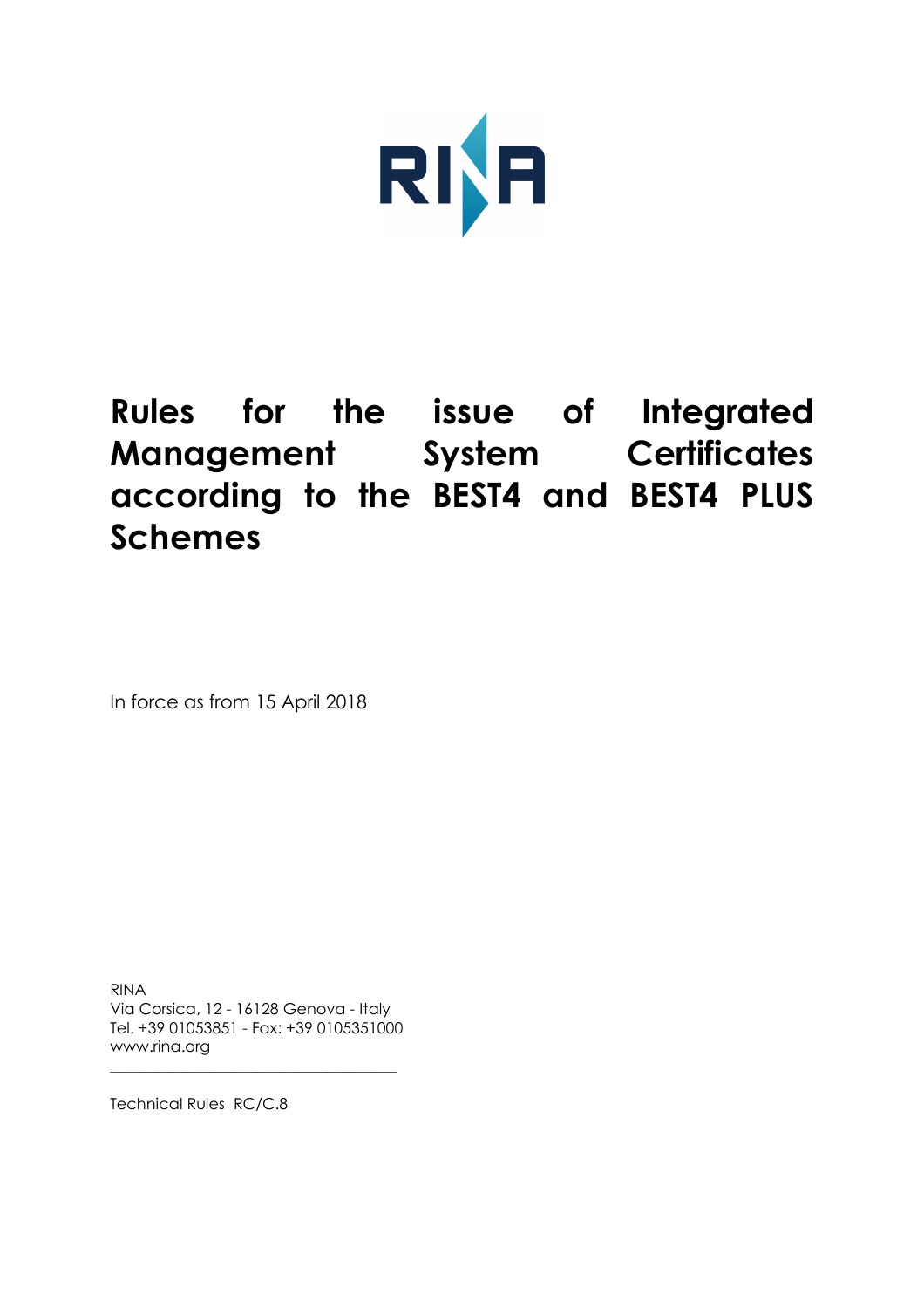# Rules for the issue of Integrated Management System Certificates according to the BEST4 and BEST4 PLUS Schemes

In force as from 15 April 2018

RINA
Via Corsica, 12 - 16128 Genova - Italy
Tel. +39 01053851 - Fax: +39 0105351000
www.rina.org

Technical Rules RC/C.8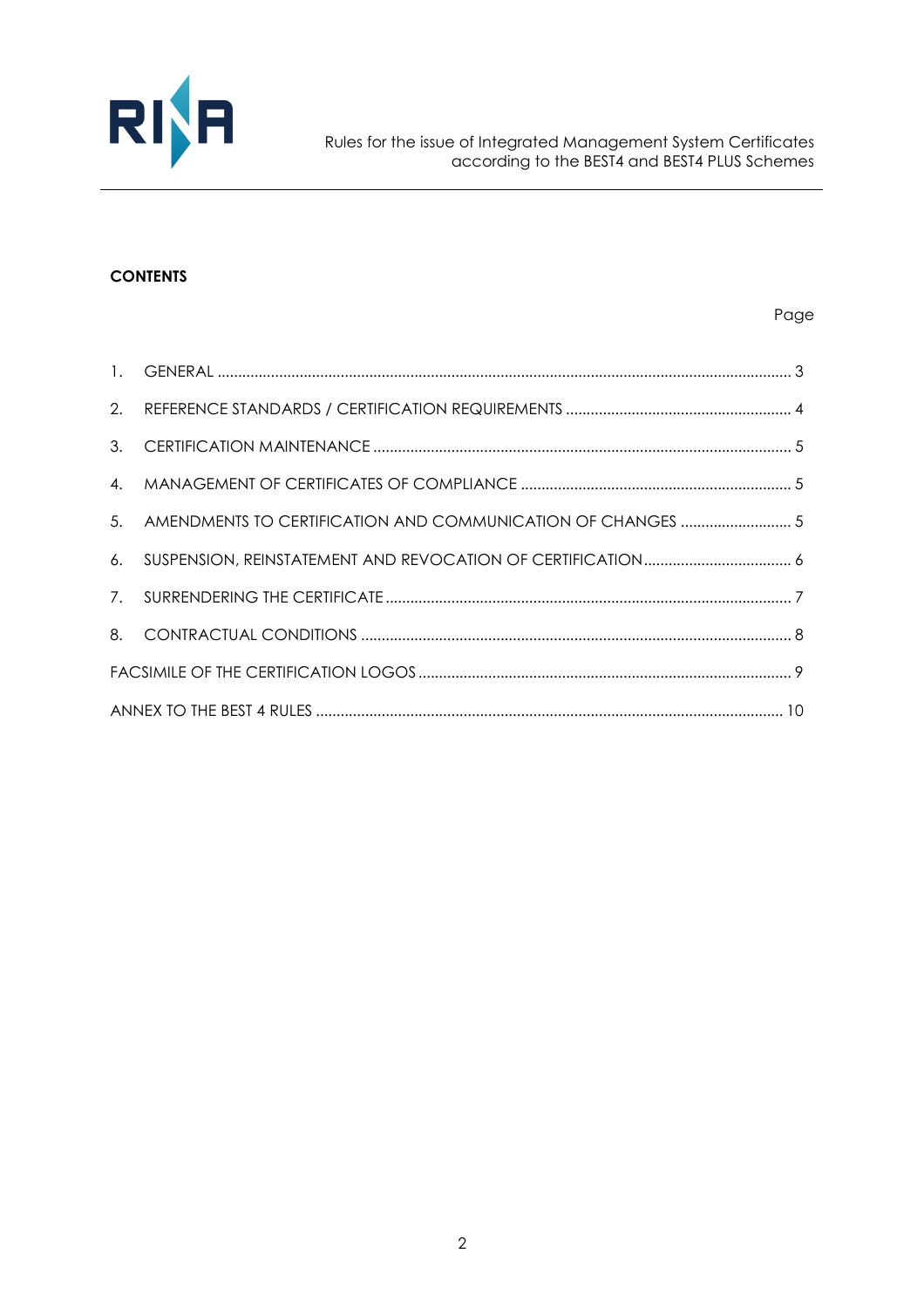**CONTENTS**

| | | Page |
|---|---|---|
| 1. | GENERAL | 3 |
| 2. | REFERENCE STANDARDS / CERTIFICATION REQUIREMENTS | 4 |
| 3. | CERTIFICATION MAINTENANCE | 5 |
| 4. | MANAGEMENT OF CERTIFICATES OF COMPLIANCE | 5 |
| 5. | AMENDMENTS TO CERTIFICATION AND COMMUNICATION OF CHANGES | 5 |
| 6. | SUSPENSION, REINSTATEMENT AND REVOCATION OF CERTIFICATION | 6 |
| 7. | SURRENDERING THE CERTIFICATE | 7 |
| 8. | CONTRACTUAL CONDITIONS | 8 |
| | FACSIMILE OF THE CERTIFICATION LOGOS | 9 |
| | ANNEX TO THE BEST 4 RULES | 10 |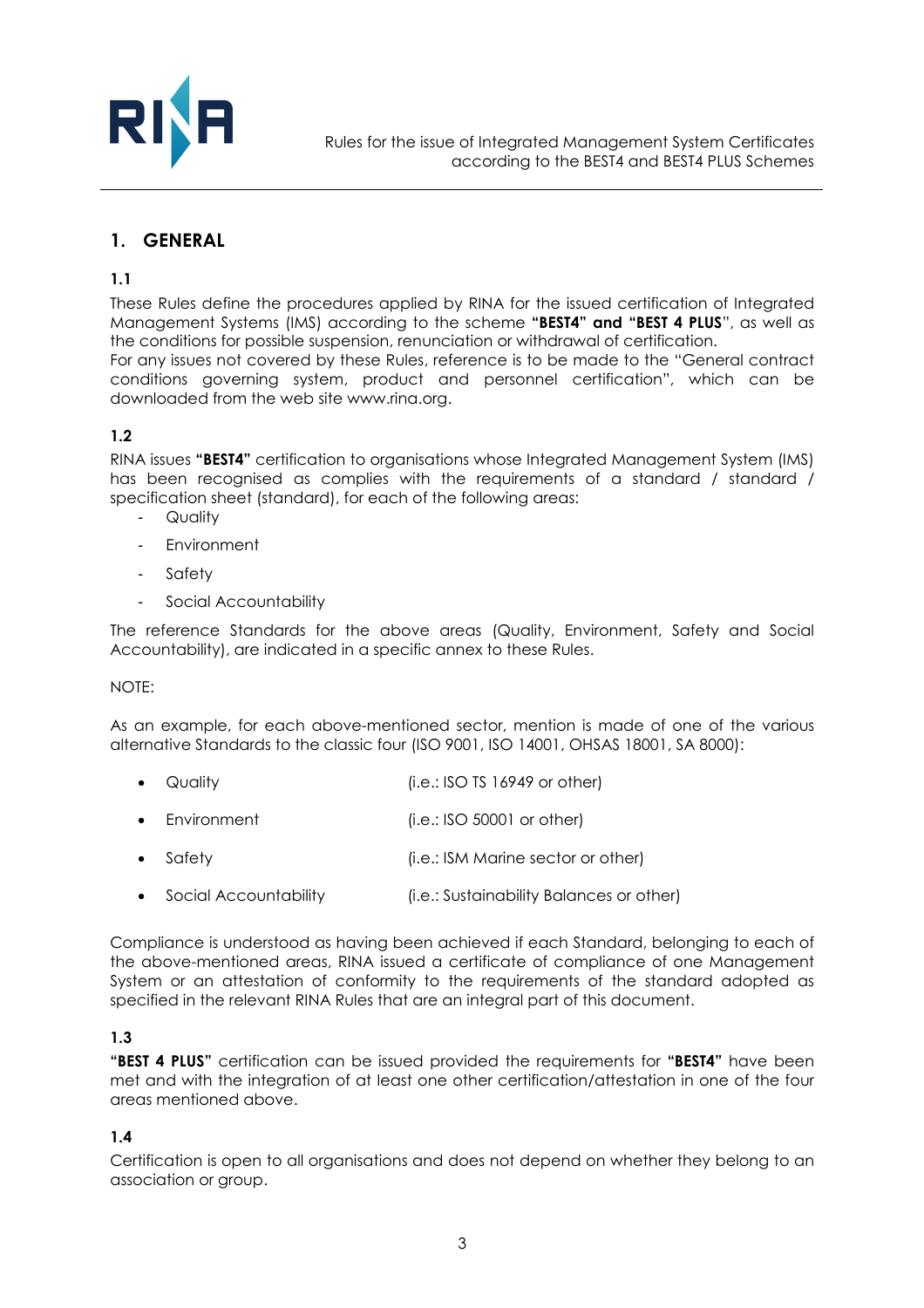## 1. GENERAL

### 1.1

These Rules define the procedures applied by RINA for the issued certification of Integrated Management Systems (IMS) according to the scheme **"BEST4" and "BEST 4 PLUS**", as well as the conditions for possible suspension, renunciation or withdrawal of certification.

For any issues not covered by these Rules, reference is to be made to the "General contract conditions governing system, product and personnel certification", which can be downloaded from the web site www.rina.org.

### 1.2

RINA issues **"BEST4"** certification to organisations whose Integrated Management System (IMS) has been recognised as complies with the requirements of a standard / standard / specification sheet (standard), for each of the following areas:

- Quality
- Environment
- Safety
- Social Accountability

The reference Standards for the above areas (Quality, Environment, Safety and Social Accountability), are indicated in a specific annex to these Rules.

NOTE:

As an example, for each above-mentioned sector, mention is made of one of the various alternative Standards to the classic four (ISO 9001, ISO 14001, OHSAS 18001, SA 8000):

- Quality (i.e.: ISO TS 16949 or other)
- Environment (i.e.: ISO 50001 or other)
- Safety (i.e.: ISM Marine sector or other)
- Social Accountability (i.e.: Sustainability Balances or other)

Compliance is understood as having been achieved if each Standard, belonging to each of the above-mentioned areas, RINA issued a certificate of compliance of one Management System or an attestation of conformity to the requirements of the standard adopted as specified in the relevant RINA Rules that are an integral part of this document.

### 1.3

**"BEST 4 PLUS"** certification can be issued provided the requirements for **"BEST4"** have been met and with the integration of at least one other certification/attestation in one of the four areas mentioned above.

### 1.4

Certification is open to all organisations and does not depend on whether they belong to an association or group.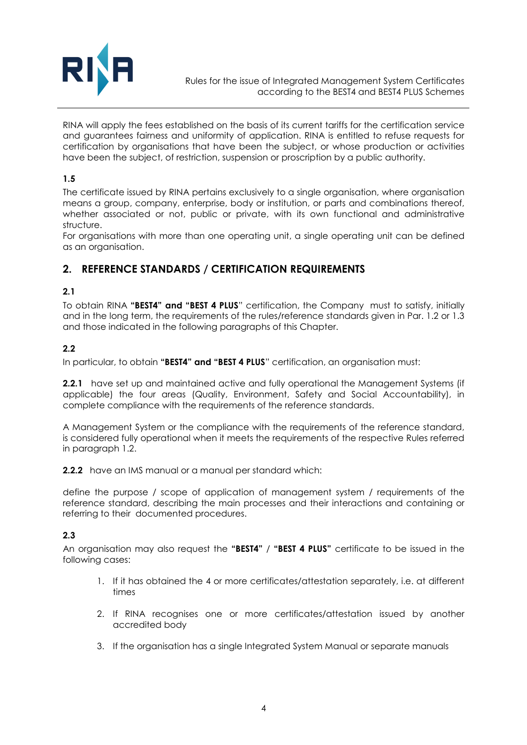RINA will apply the fees established on the basis of its current tariffs for the certification service and guarantees fairness and uniformity of application. RINA is entitled to refuse requests for certification by organisations that have been the subject, or whose production or activities have been the subject, of restriction, suspension or proscription by a public authority.

**1.5**

The certificate issued by RINA pertains exclusively to a single organisation, where organisation means a group, company, enterprise, body or institution, or parts and combinations thereof, whether associated or not, public or private, with its own functional and administrative structure.
For organisations with more than one operating unit, a single operating unit can be defined as an organisation.

## 2. REFERENCE STANDARDS / CERTIFICATION REQUIREMENTS

**2.1**

To obtain RINA **"BEST4" and "BEST 4 PLUS**" certification, the Company must to satisfy, initially and in the long term, the requirements of the rules/reference standards given in Par. 1.2 or 1.3 and those indicated in the following paragraphs of this Chapter.

**2.2**

In particular, to obtain **"BEST4" and "BEST 4 PLUS**" certification, an organisation must:

**2.2.1** have set up and maintained active and fully operational the Management Systems (if applicable) the four areas (Quality, Environment, Safety and Social Accountability), in complete compliance with the requirements of the reference standards.

A Management System or the compliance with the requirements of the reference standard, is considered fully operational when it meets the requirements of the respective Rules referred in paragraph 1.2.

**2.2.2** have an IMS manual or a manual per standard which:

define the purpose / scope of application of management system / requirements of the reference standard, describing the main processes and their interactions and containing or referring to their documented procedures.

**2.3**

An organisation may also request the **"BEST4"** / **"BEST 4 PLUS"** certificate to be issued in the following cases:

1. If it has obtained the 4 or more certificates/attestation separately, i.e. at different times
2. If RINA recognises one or more certificates/attestation issued by another accredited body
3. If the organisation has a single Integrated System Manual or separate manuals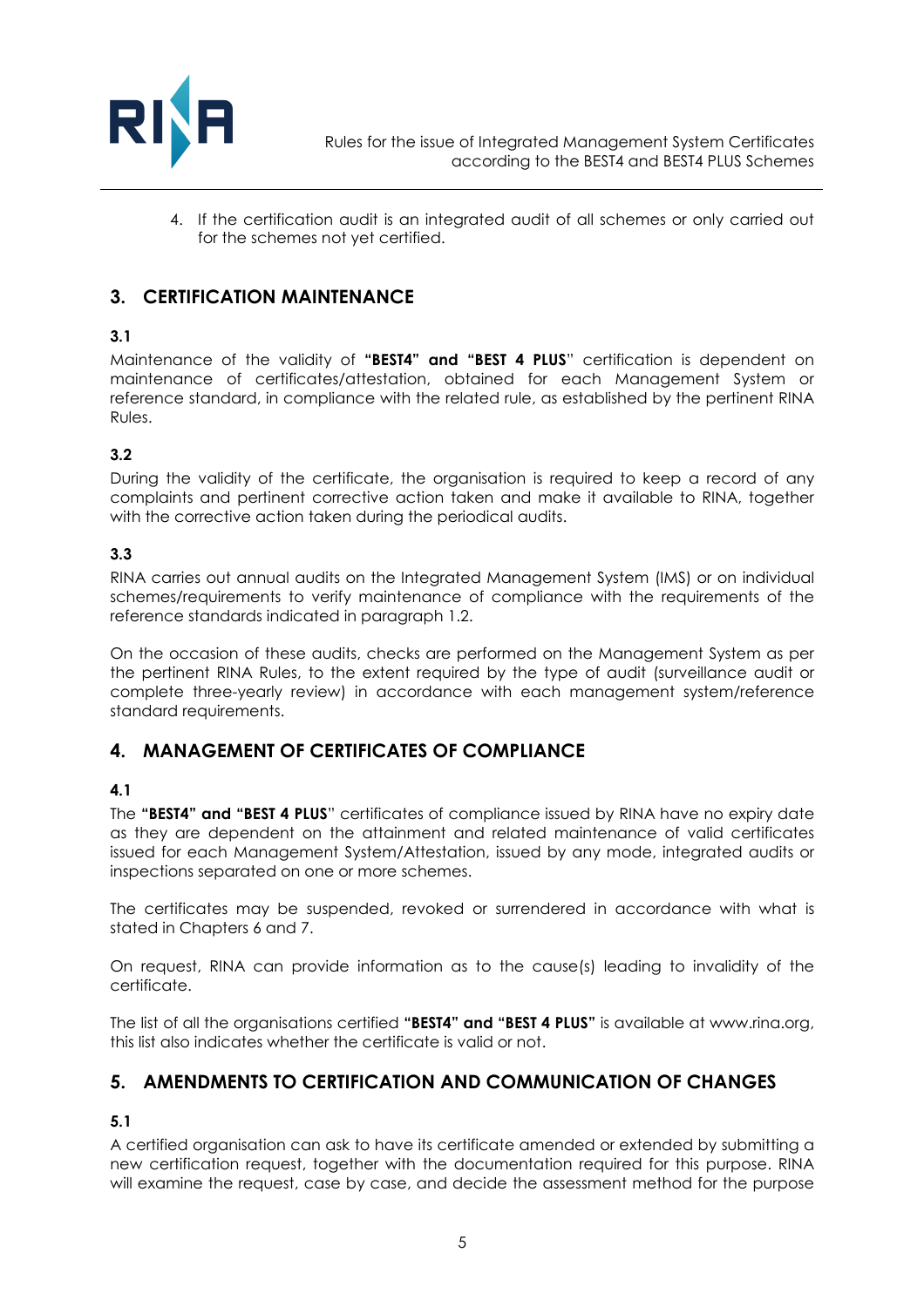4. If the certification audit is an integrated audit of all schemes or only carried out for the schemes not yet certified.

## 3. CERTIFICATION MAINTENANCE

**3.1**

Maintenance of the validity of **"BEST4" and "BEST 4 PLUS**" certification is dependent on maintenance of certificates/attestation, obtained for each Management System or reference standard, in compliance with the related rule, as established by the pertinent RINA Rules.

**3.2**

During the validity of the certificate, the organisation is required to keep a record of any complaints and pertinent corrective action taken and make it available to RINA, together with the corrective action taken during the periodical audits.

**3.3**

RINA carries out annual audits on the Integrated Management System (IMS) or on individual schemes/requirements to verify maintenance of compliance with the requirements of the reference standards indicated in paragraph 1.2.

On the occasion of these audits, checks are performed on the Management System as per the pertinent RINA Rules, to the extent required by the type of audit (surveillance audit or complete three-yearly review) in accordance with each management system/reference standard requirements.

## 4. MANAGEMENT OF CERTIFICATES OF COMPLIANCE

**4.1**

The **"BEST4" and "BEST 4 PLUS**" certificates of compliance issued by RINA have no expiry date as they are dependent on the attainment and related maintenance of valid certificates issued for each Management System/Attestation, issued by any mode, integrated audits or inspections separated on one or more schemes.

The certificates may be suspended, revoked or surrendered in accordance with what is stated in Chapters 6 and 7.

On request, RINA can provide information as to the cause(s) leading to invalidity of the certificate.

The list of all the organisations certified **"BEST4" and "BEST 4 PLUS"** is available at www.rina.org, this list also indicates whether the certificate is valid or not.

## 5. AMENDMENTS TO CERTIFICATION AND COMMUNICATION OF CHANGES

**5.1**

A certified organisation can ask to have its certificate amended or extended by submitting a new certification request, together with the documentation required for this purpose. RINA will examine the request, case by case, and decide the assessment method for the purpose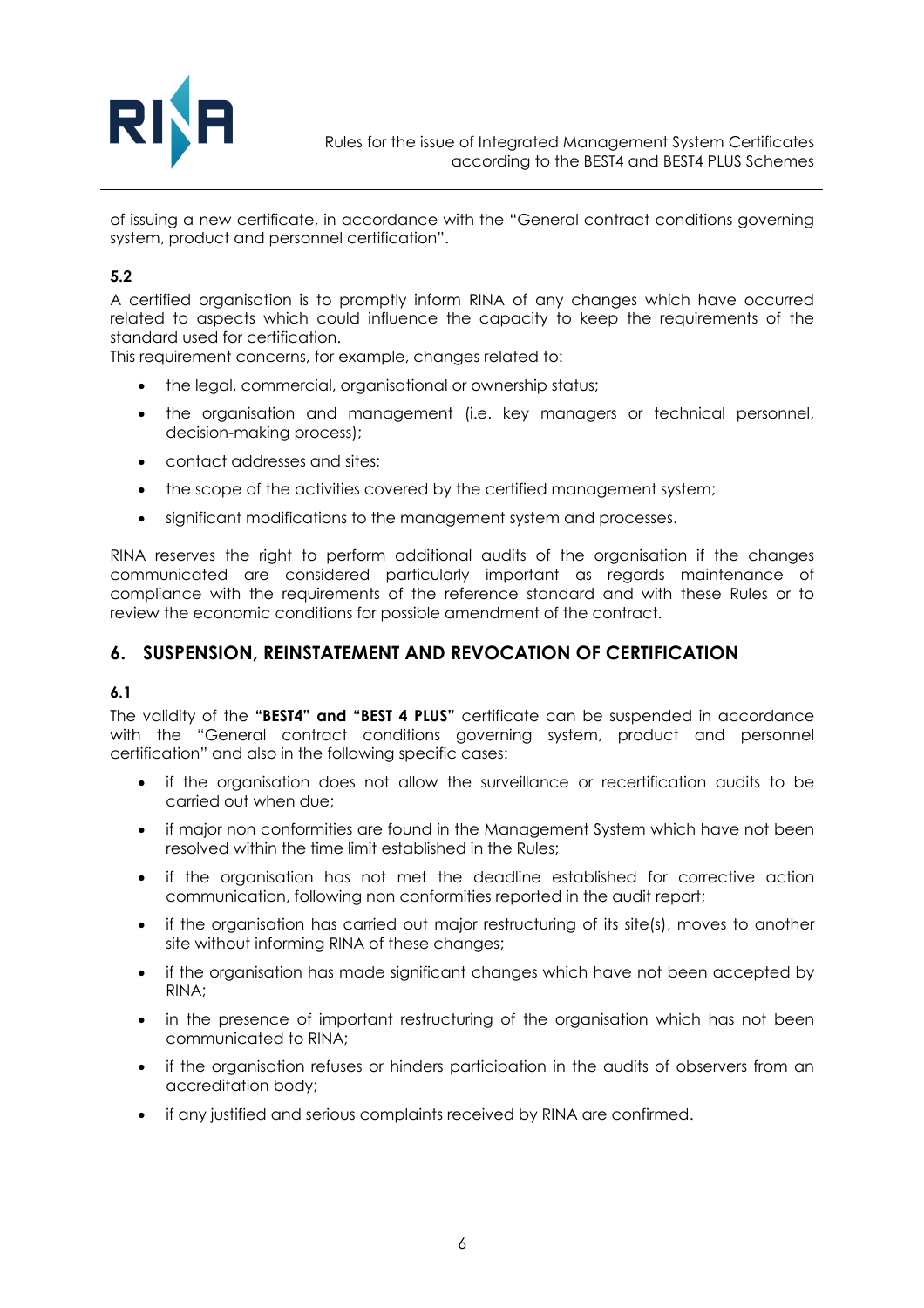of issuing a new certificate, in accordance with the "General contract conditions governing system, product and personnel certification".

**5.2**

A certified organisation is to promptly inform RINA of any changes which have occurred related to aspects which could influence the capacity to keep the requirements of the standard used for certification.

This requirement concerns, for example, changes related to:

- the legal, commercial, organisational or ownership status;
- the organisation and management (i.e. key managers or technical personnel, decision-making process);
- contact addresses and sites;
- the scope of the activities covered by the certified management system;
- significant modifications to the management system and processes.

RINA reserves the right to perform additional audits of the organisation if the changes communicated are considered particularly important as regards maintenance of compliance with the requirements of the reference standard and with these Rules or to review the economic conditions for possible amendment of the contract.

## 6. SUSPENSION, REINSTATEMENT AND REVOCATION OF CERTIFICATION

**6.1**

The validity of the **"BEST4" and "BEST 4 PLUS"** certificate can be suspended in accordance with the "General contract conditions governing system, product and personnel certification" and also in the following specific cases:

- if the organisation does not allow the surveillance or recertification audits to be carried out when due;
- if major non conformities are found in the Management System which have not been resolved within the time limit established in the Rules;
- if the organisation has not met the deadline established for corrective action communication, following non conformities reported in the audit report;
- if the organisation has carried out major restructuring of its site(s), moves to another site without informing RINA of these changes;
- if the organisation has made significant changes which have not been accepted by RINA;
- in the presence of important restructuring of the organisation which has not been communicated to RINA;
- if the organisation refuses or hinders participation in the audits of observers from an accreditation body;
- if any justified and serious complaints received by RINA are confirmed.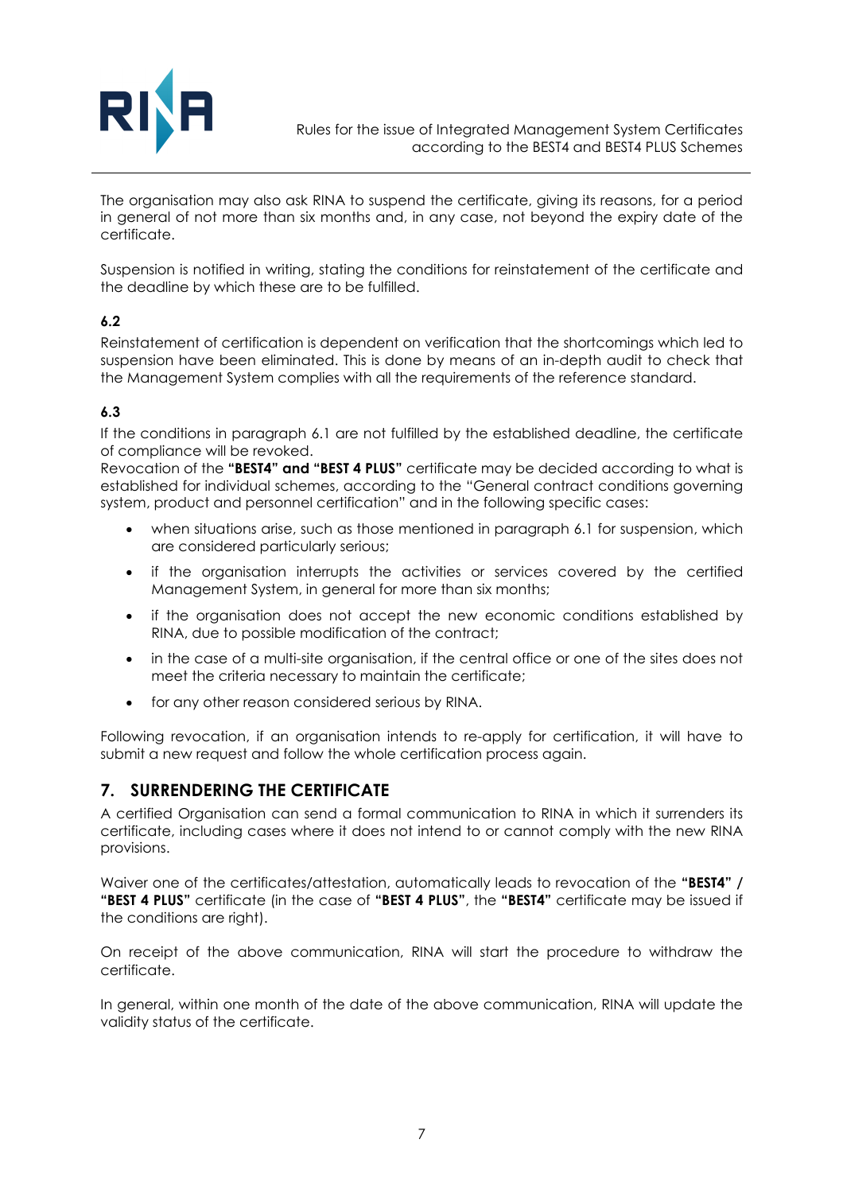The organisation may also ask RINA to suspend the certificate, giving its reasons, for a period in general of not more than six months and, in any case, not beyond the expiry date of the certificate.

Suspension is notified in writing, stating the conditions for reinstatement of the certificate and the deadline by which these are to be fulfilled.

**6.2**
Reinstatement of certification is dependent on verification that the shortcomings which led to suspension have been eliminated. This is done by means of an in-depth audit to check that the Management System complies with all the requirements of the reference standard.

**6.3**
If the conditions in paragraph 6.1 are not fulfilled by the established deadline, the certificate of compliance will be revoked.
Revocation of the **"BEST4" and "BEST 4 PLUS"** certificate may be decided according to what is established for individual schemes, according to the "General contract conditions governing system, product and personnel certification" and in the following specific cases:

- when situations arise, such as those mentioned in paragraph 6.1 for suspension, which are considered particularly serious;
- if the organisation interrupts the activities or services covered by the certified Management System, in general for more than six months;
- if the organisation does not accept the new economic conditions established by RINA, due to possible modification of the contract;
- in the case of a multi-site organisation, if the central office or one of the sites does not meet the criteria necessary to maintain the certificate;
- for any other reason considered serious by RINA.

Following revocation, if an organisation intends to re-apply for certification, it will have to submit a new request and follow the whole certification process again.

## 7. SURRENDERING THE CERTIFICATE

A certified Organisation can send a formal communication to RINA in which it surrenders its certificate, including cases where it does not intend to or cannot comply with the new RINA provisions.

Waiver one of the certificates/attestation, automatically leads to revocation of the **"BEST4" / "BEST 4 PLUS"** certificate (in the case of **"BEST 4 PLUS"**, the **"BEST4"** certificate may be issued if the conditions are right).

On receipt of the above communication, RINA will start the procedure to withdraw the certificate.

In general, within one month of the date of the above communication, RINA will update the validity status of the certificate.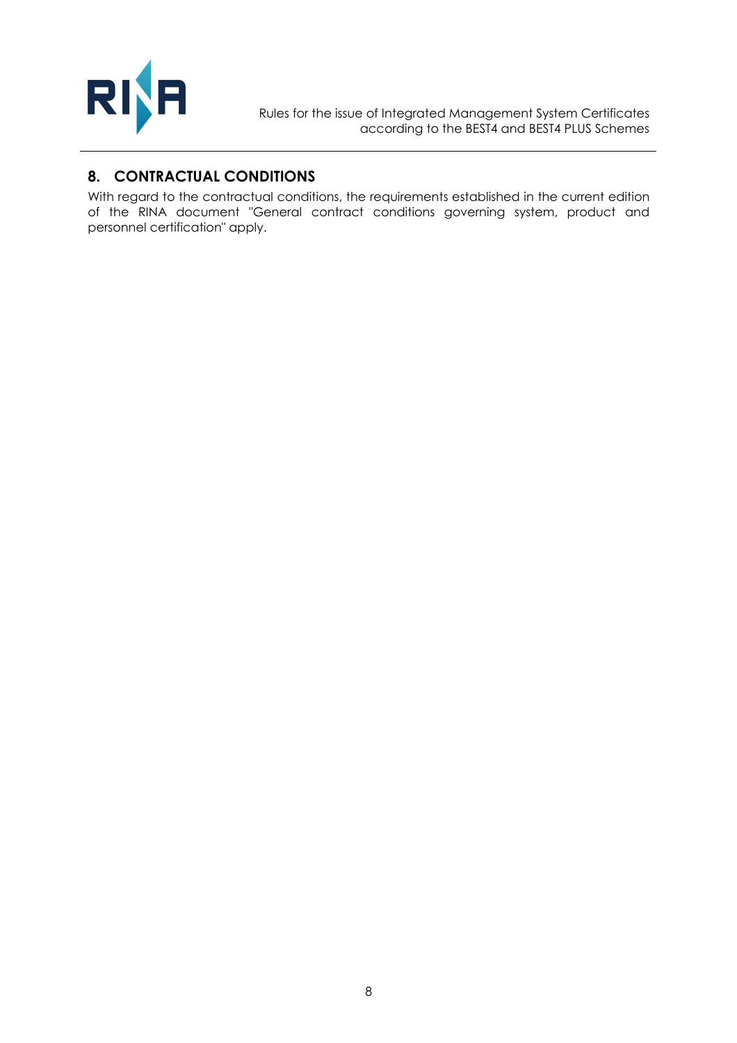## 8. CONTRACTUAL CONDITIONS

With regard to the contractual conditions, the requirements established in the current edition of the RINA document "General contract conditions governing system, product and personnel certification" apply.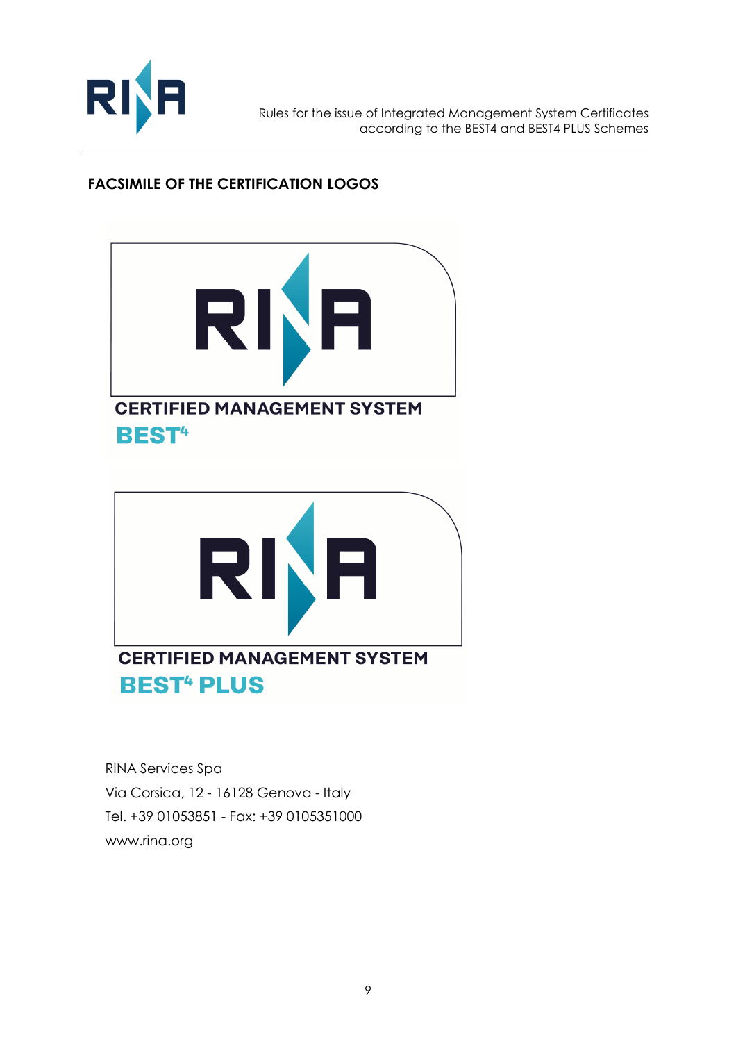**FACSIMILE OF THE CERTIFICATION LOGOS**

RINA

CERTIFIED MANAGEMENT SYSTEM
BEST4

RINA

CERTIFIED MANAGEMENT SYSTEM
BEST4 PLUS

RINA Services Spa
Via Corsica, 12 - 16128 Genova - Italy
Tel. +39 01053851 - Fax: +39 0105351000
www.rina.org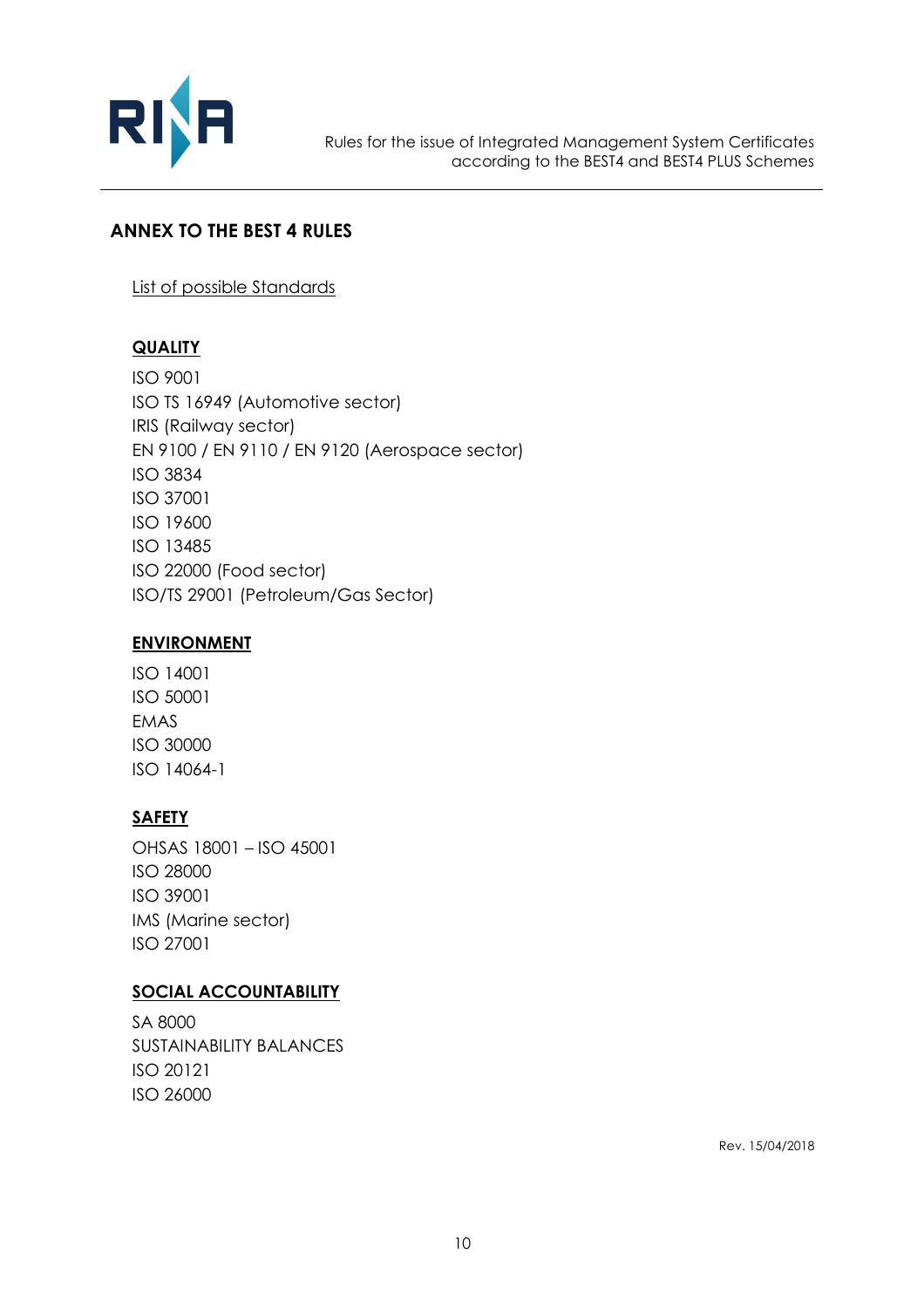## ANNEX TO THE BEST 4 RULES

List of possible Standards

**QUALITY**

ISO 9001
ISO TS 16949 (Automotive sector)
IRIS (Railway sector)
EN 9100 / EN 9110 / EN 9120 (Aerospace sector)
ISO 3834
ISO 37001
ISO 19600
ISO 13485
ISO 22000 (Food sector)
ISO/TS 29001 (Petroleum/Gas Sector)

**ENVIRONMENT**

ISO 14001
ISO 50001
EMAS
ISO 30000
ISO 14064-1

**SAFETY**

OHSAS 18001 – ISO 45001
ISO 28000
ISO 39001
IMS (Marine sector)
ISO 27001

**SOCIAL ACCOUNTABILITY**

SA 8000
SUSTAINABILITY BALANCES
ISO 20121
ISO 26000

Rev. 15/04/2018